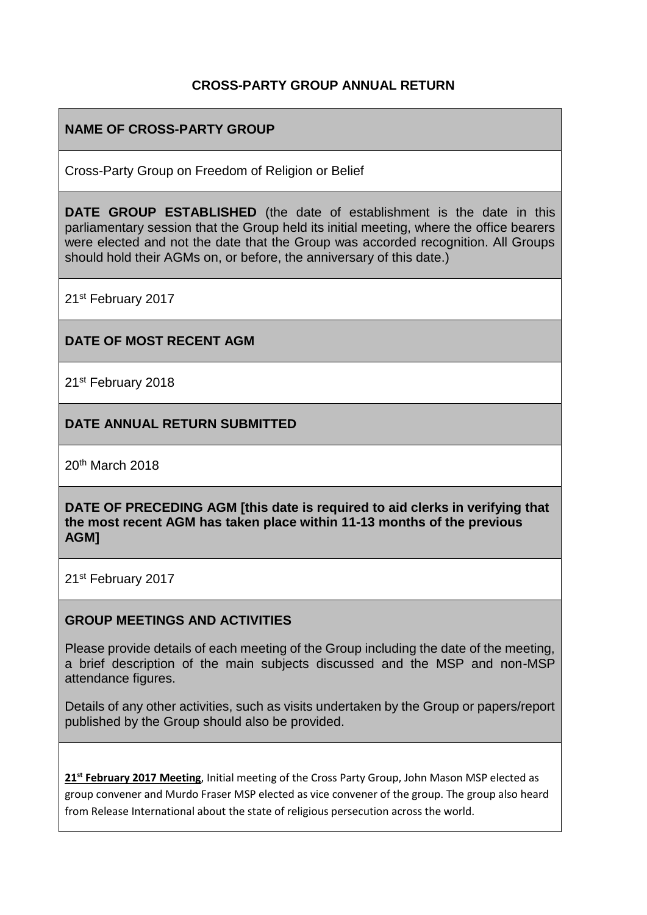# CROSS-PARTY GROUP ANNUAL RETURN

## NAME OF CROSS-PARTY GROUP

Cross-Party Group on Freedom of Religion or Belief

**DATE GROUP ESTABLISHED** (the date of establishment is the date in this parliamentary session that the Group held its initial meeting, where the office bearers were elected and not the date that the Group was accorded recognition. All Groups should hold their AGMs on, or before, the anniversary of this date.)

21st February 2017

## DATE OF MOST RECENT AGM

21st February 2018

## DATE ANNUAL RETURN SUBMITTED

20th March 2018

**DATE OF PRECEDING AGM [this date is required to aid clerks in verifying that the most recent AGM has taken place within 11-13 months of the previous AGM]**

21st February 2017

## GROUP MEETINGS AND ACTIVITIES

Please provide details of each meeting of the Group including the date of the meeting, a brief description of the main subjects discussed and the MSP and non-MSP attendance figures.

Details of any other activities, such as visits undertaken by the Group or papers/report published by the Group should also be provided.

**21st February 2017 Meeting**, Initial meeting of the Cross Party Group, John Mason MSP elected as group convener and Murdo Fraser MSP elected as vice convener of the group. The group also heard from Release International about the state of religious persecution across the world.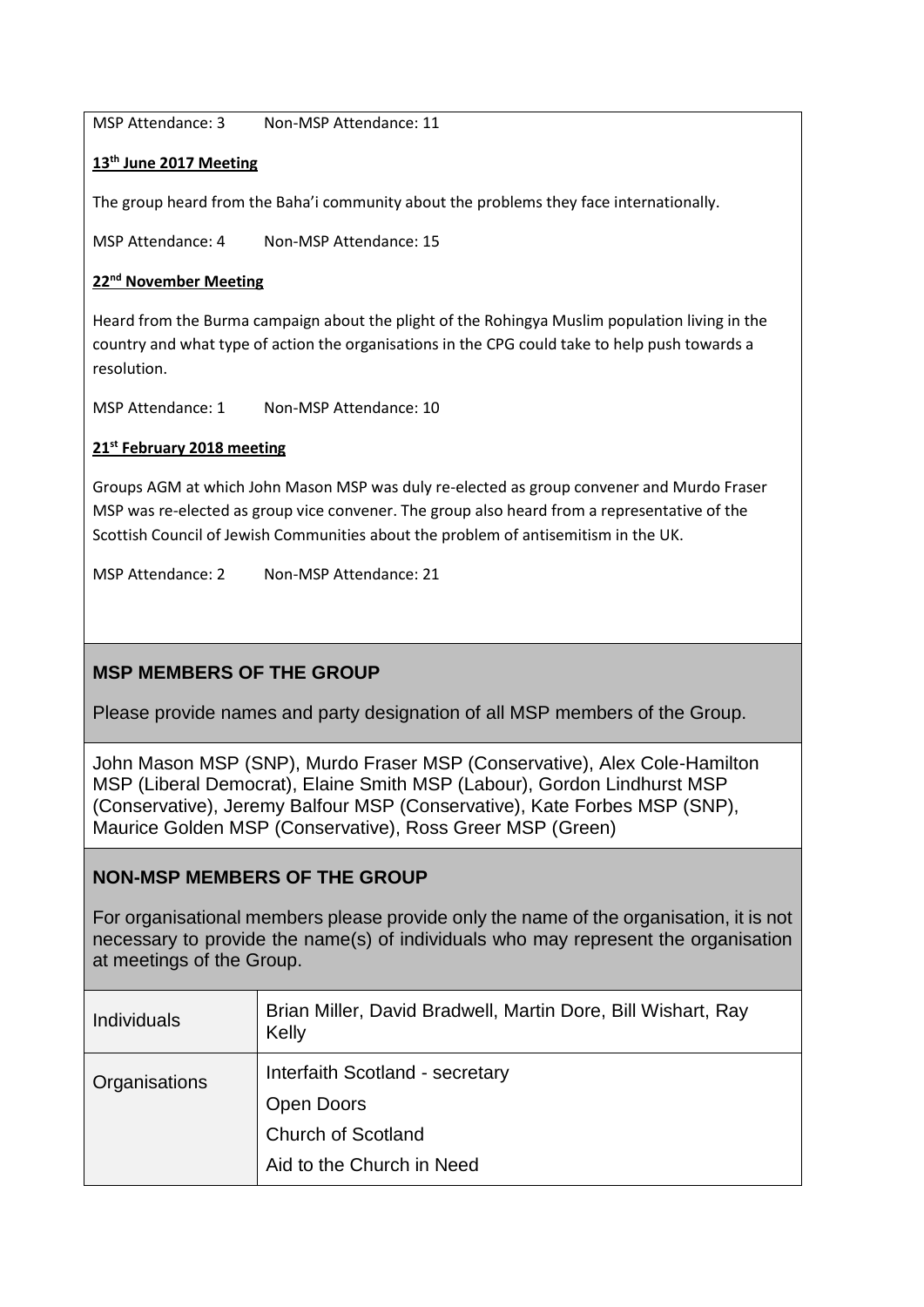MSP Attendance: 3  Non-MSP Attendance: 11

**13th June 2017 Meeting**

The group heard from the Baha'i community about the problems they face internationally.

MSP Attendance: 4  Non-MSP Attendance: 15

**22nd November Meeting**

Heard from the Burma campaign about the plight of the Rohingya Muslim population living in the country and what type of action the organisations in the CPG could take to help push towards a resolution.

MSP Attendance: 1  Non-MSP Attendance: 10

**21st February 2018 meeting**

Groups AGM at which John Mason MSP was duly re-elected as group convener and Murdo Fraser MSP was re-elected as group vice convener. The group also heard from a representative of the Scottish Council of Jewish Communities about the problem of antisemitism in the UK.

MSP Attendance: 2  Non-MSP Attendance: 21

## MSP MEMBERS OF THE GROUP

Please provide names and party designation of all MSP members of the Group.

John Mason MSP (SNP), Murdo Fraser MSP (Conservative), Alex Cole-Hamilton MSP (Liberal Democrat), Elaine Smith MSP (Labour), Gordon Lindhurst MSP (Conservative), Jeremy Balfour MSP (Conservative), Kate Forbes MSP (SNP), Maurice Golden MSP (Conservative), Ross Greer MSP (Green)

## NON-MSP MEMBERS OF THE GROUP

For organisational members please provide only the name of the organisation, it is not necessary to provide the name(s) of individuals who may represent the organisation at meetings of the Group.

| | |
|---|---|
| Individuals | Brian Miller, David Bradwell, Martin Dore, Bill Wishart, Ray Kelly |
| Organisations | Interfaith Scotland - secretary<br>Open Doors<br>Church of Scotland<br>Aid to the Church in Need |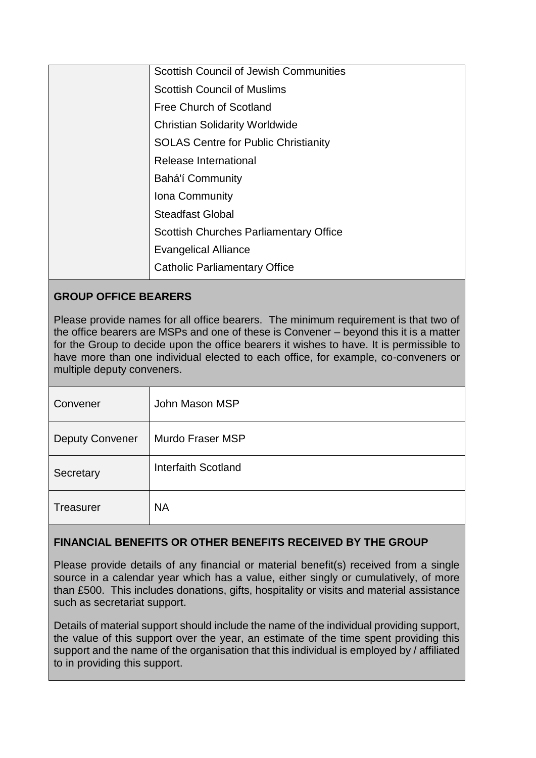| | |
|---|---|
| | Scottish Council of Jewish Communities |
| | Scottish Council of Muslims |
| | Free Church of Scotland |
| | Christian Solidarity Worldwide |
| | SOLAS Centre for Public Christianity |
| | Release International |
| | Bahá'í Community |
| | Iona Community |
| | Steadfast Global |
| | Scottish Churches Parliamentary Office |
| | Evangelical Alliance |
| | Catholic Parliamentary Office |

**GROUP OFFICE BEARERS**

Please provide names for all office bearers. The minimum requirement is that two of the office bearers are MSPs and one of these is Convener – beyond this it is a matter for the Group to decide upon the office bearers it wishes to have. It is permissible to have more than one individual elected to each office, for example, co-conveners or multiple deputy conveners.

| | |
|---|---|
| Convener | John Mason MSP |
| Deputy Convener | Murdo Fraser MSP |
| Secretary | Interfaith Scotland |
| Treasurer | NA |

**FINANCIAL BENEFITS OR OTHER BENEFITS RECEIVED BY THE GROUP**

Please provide details of any financial or material benefit(s) received from a single source in a calendar year which has a value, either singly or cumulatively, of more than £500. This includes donations, gifts, hospitality or visits and material assistance such as secretariat support.

Details of material support should include the name of the individual providing support, the value of this support over the year, an estimate of the time spent providing this support and the name of the organisation that this individual is employed by / affiliated to in providing this support.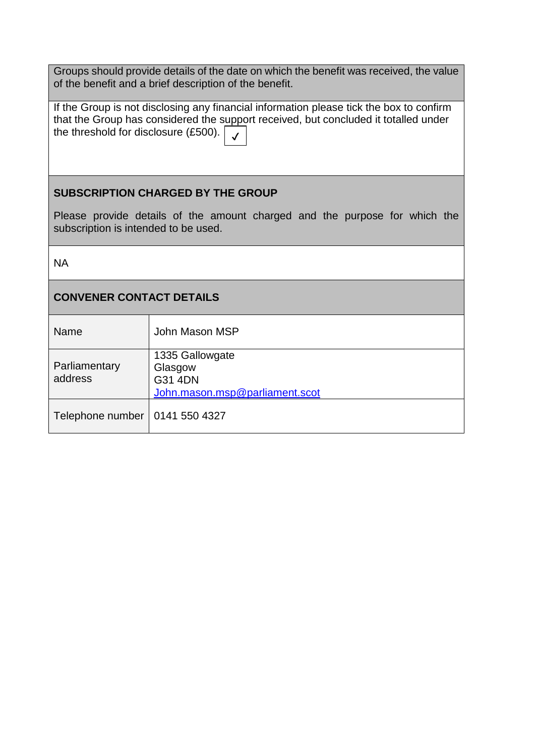Groups should provide details of the date on which the benefit was received, the value of the benefit and a brief description of the benefit.

If the Group is not disclosing any financial information please tick the box to confirm that the Group has considered the support received, but concluded it totalled under the threshold for disclosure (£500). ✓

## SUBSCRIPTION CHARGED BY THE GROUP

Please provide details of the amount charged and the purpose for which the subscription is intended to be used.

NA

## CONVENER CONTACT DETAILS

| | |
|---|---|
| Name | John Mason MSP |
| Parliamentary address | 1335 Gallowgate<br>Glasgow<br>G31 4DN<br>John.mason.msp@parliament.scot |
| Telephone number | 0141 550 4327 |